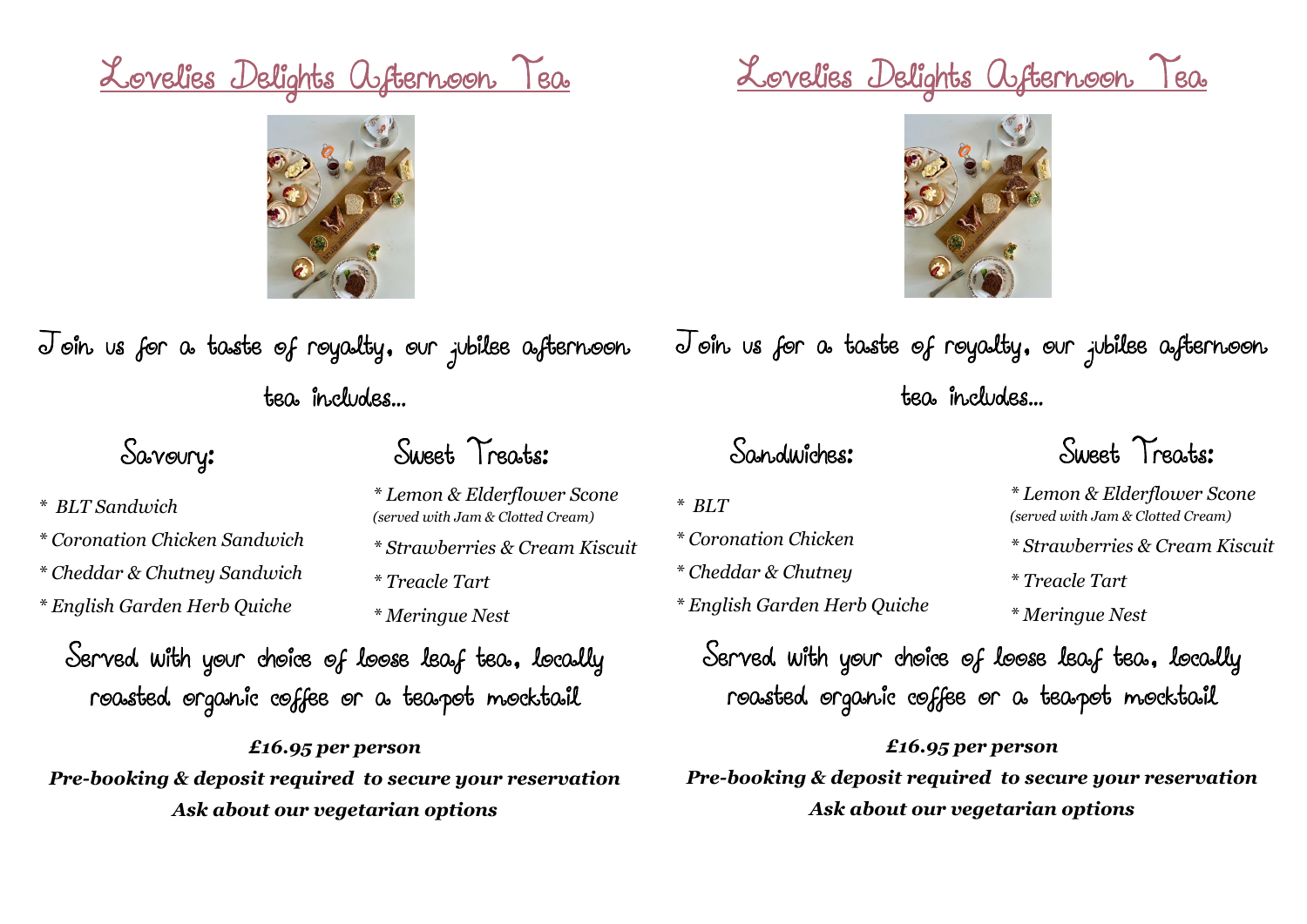# Lovelies Delights Afternoon Tea

Join us for a taste of royalty, our jubilee afternoon tea includes...

## Savoury:

* *BLT Sandwich*
* *Coronation Chicken Sandwich*
* *Cheddar & Chutney Sandwich*
* *English Garden Herb Quiche*

## Sweet Treats:

* *Lemon & Elderflower Scone* *(served with Jam & Clotted Cream)*
* *Strawberries & Cream Kiscuit*
* *Treacle Tart*
* *Meringue Nest*

Served with your choice of loose leaf tea, locally roasted organic coffee or a teapot mocktail

***£16.95 per person***

***Pre-booking & deposit required to secure your reservation***

***Ask about our vegetarian options***

# Lovelies Delights Afternoon Tea

Join us for a taste of royalty, our jubilee afternoon tea includes...

## Sandwiches:

* *BLT*
* *Coronation Chicken*
* *Cheddar & Chutney*
* *English Garden Herb Quiche*

## Sweet Treats:

* *Lemon & Elderflower Scone* *(served with Jam & Clotted Cream)*
* *Strawberries & Cream Kiscuit*
* *Treacle Tart*
* *Meringue Nest*

Served with your choice of loose leaf tea, locally roasted organic coffee or a teapot mocktail

***£16.95 per person***

***Pre-booking & deposit required to secure your reservation***

***Ask about our vegetarian options***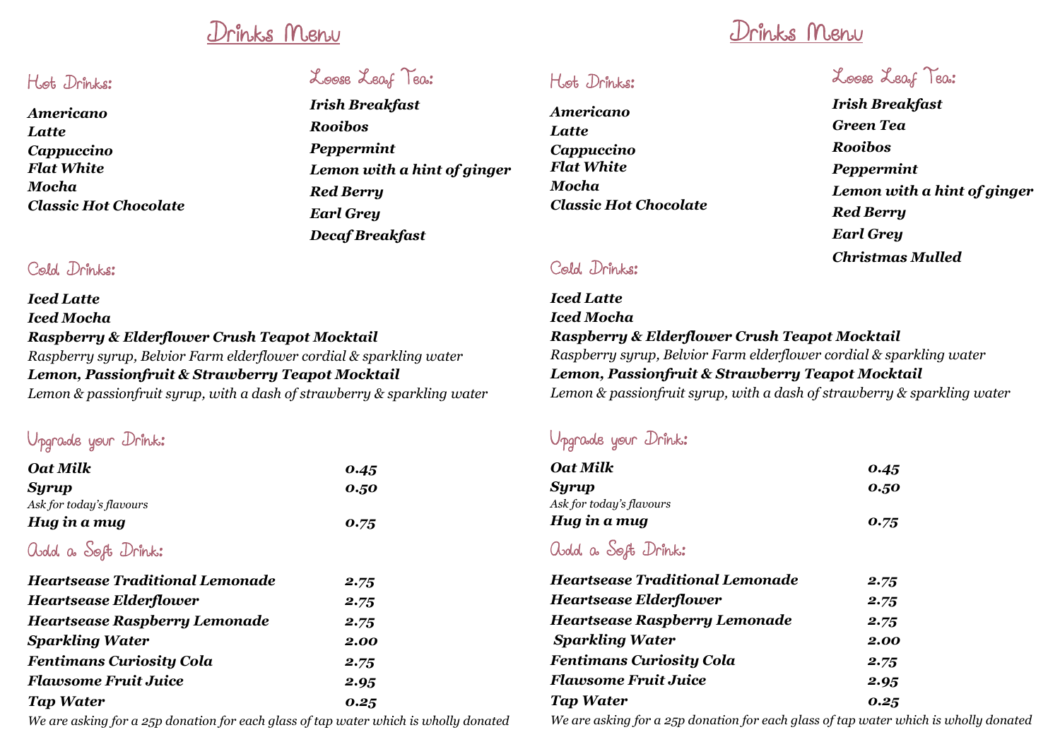# Drinks Menu

## Hot Drinks:

***Americano***
***Latte***
***Cappuccino***
***Flat White***
***Mocha***
***Classic Hot Chocolate***

## Loose Leaf Tea:

***Irish Breakfast***
***Rooibos***
***Peppermint***
***Lemon with a hint of ginger***
***Red Berry***
***Earl Grey***
***Decaf Breakfast***

## Cold Drinks:

***Iced Latte***
***Iced Mocha***
***Raspberry & Elderflower Crush Teapot Mocktail***
*Raspberry syrup, Belvior Farm elderflower cordial & sparkling water*
***Lemon, Passionfruit & Strawberry Teapot Mocktail***
*Lemon & passionfruit syrup, with a dash of strawberry & sparkling water*

## Upgrade your Drink:

| | |
|---|---|
| ***Oat Milk*** | ***0.45*** |
| ***Syrup*** *Ask for today's flavours* | ***0.50*** |
| ***Hug in a mug*** | ***0.75*** |

## Add a Soft Drink:

| | |
|---|---|
| ***Heartsease Traditional Lemonade*** | ***2.75*** |
| ***Heartsease Elderflower*** | ***2.75*** |
| ***Heartsease Raspberry Lemonade*** | ***2.75*** |
| ***Sparkling Water*** | ***2.00*** |
| ***Fentimans Curiosity Cola*** | ***2.75*** |
| ***Flawsome Fruit Juice*** | ***2.95*** |
| ***Tap Water*** | ***0.25*** |

*We are asking for a 25p donation for each glass of tap water which is wholly donated*

# Drinks Menu

## Hot Drinks:

***Americano***
***Latte***
***Cappuccino***
***Flat White***
***Mocha***
***Classic Hot Chocolate***

## Loose Leaf Tea:

***Irish Breakfast***
***Green Tea***
***Rooibos***
***Peppermint***
***Lemon with a hint of ginger***
***Red Berry***
***Earl Grey***
***Christmas Mulled***

## Cold Drinks:

***Iced Latte***
***Iced Mocha***
***Raspberry & Elderflower Crush Teapot Mocktail***
*Raspberry syrup, Belvior Farm elderflower cordial & sparkling water*
***Lemon, Passionfruit & Strawberry Teapot Mocktail***
*Lemon & passionfruit syrup, with a dash of strawberry & sparkling water*

## Upgrade your Drink:

| | |
|---|---|
| ***Oat Milk*** | ***0.45*** |
| ***Syrup*** *Ask for today's flavours* | ***0.50*** |
| ***Hug in a mug*** | ***0.75*** |

## Add a Soft Drink:

| | |
|---|---|
| ***Heartsease Traditional Lemonade*** | ***2.75*** |
| ***Heartsease Elderflower*** | ***2.75*** |
| ***Heartsease Raspberry Lemonade*** | ***2.75*** |
| ***Sparkling Water*** | ***2.00*** |
| ***Fentimans Curiosity Cola*** | ***2.75*** |
| ***Flawsome Fruit Juice*** | ***2.95*** |
| ***Tap Water*** | ***0.25*** |

*We are asking for a 25p donation for each glass of tap water which is wholly donated*